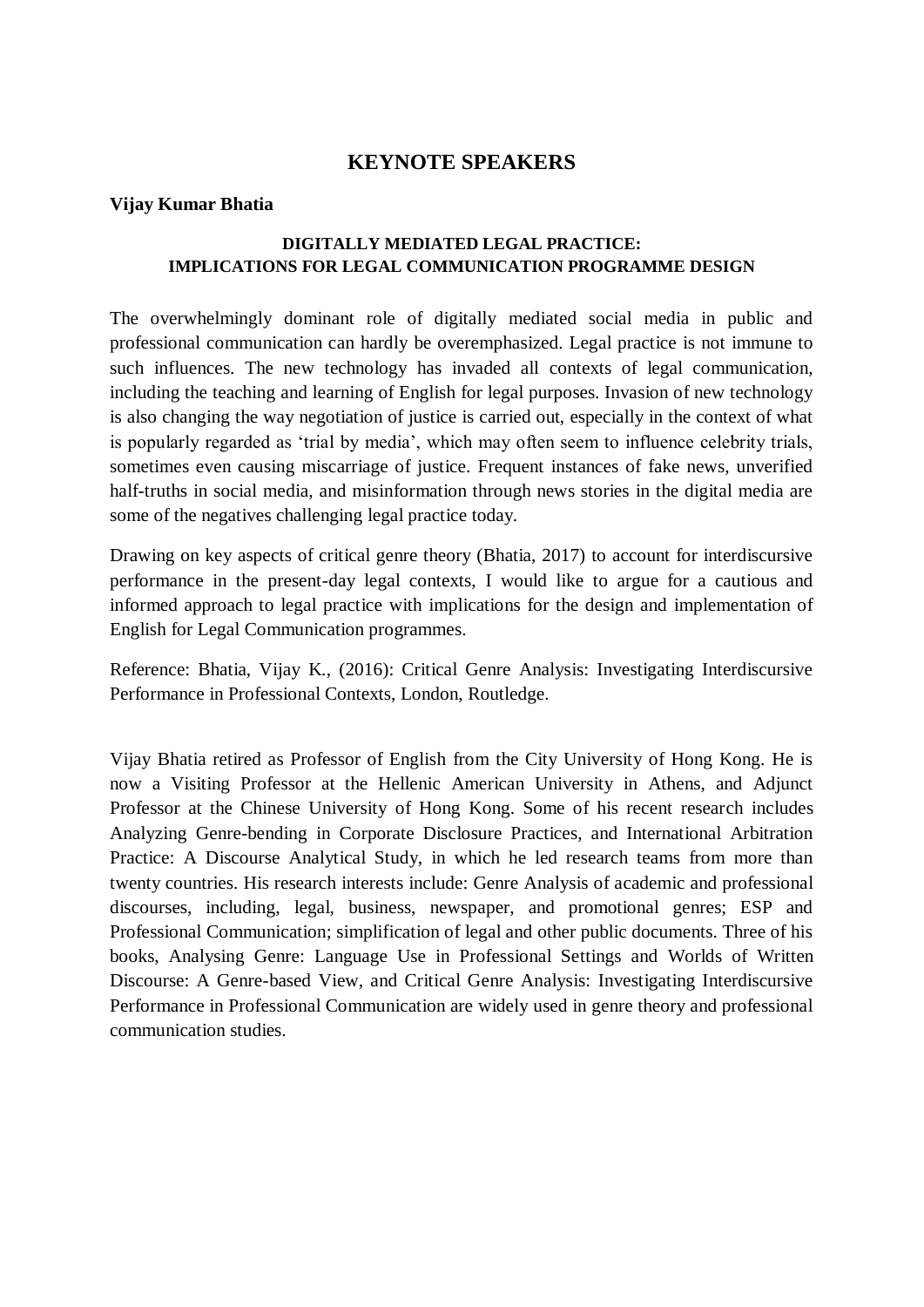# KEYNOTE SPEAKERS

**Vijay Kumar Bhatia**

### DIGITALLY MEDIATED LEGAL PRACTICE: IMPLICATIONS FOR LEGAL COMMUNICATION PROGRAMME DESIGN

The overwhelmingly dominant role of digitally mediated social media in public and professional communication can hardly be overemphasized. Legal practice is not immune to such influences. The new technology has invaded all contexts of legal communication, including the teaching and learning of English for legal purposes. Invasion of new technology is also changing the way negotiation of justice is carried out, especially in the context of what is popularly regarded as 'trial by media', which may often seem to influence celebrity trials, sometimes even causing miscarriage of justice. Frequent instances of fake news, unverified half-truths in social media, and misinformation through news stories in the digital media are some of the negatives challenging legal practice today.

Drawing on key aspects of critical genre theory (Bhatia, 2017) to account for interdiscursive performance in the present-day legal contexts, I would like to argue for a cautious and informed approach to legal practice with implications for the design and implementation of English for Legal Communication programmes.

Reference: Bhatia, Vijay K., (2016): Critical Genre Analysis: Investigating Interdiscursive Performance in Professional Contexts, London, Routledge.

Vijay Bhatia retired as Professor of English from the City University of Hong Kong. He is now a Visiting Professor at the Hellenic American University in Athens, and Adjunct Professor at the Chinese University of Hong Kong. Some of his recent research includes Analyzing Genre-bending in Corporate Disclosure Practices, and International Arbitration Practice: A Discourse Analytical Study, in which he led research teams from more than twenty countries. His research interests include: Genre Analysis of academic and professional discourses, including, legal, business, newspaper, and promotional genres; ESP and Professional Communication; simplification of legal and other public documents. Three of his books, Analysing Genre: Language Use in Professional Settings and Worlds of Written Discourse: A Genre-based View, and Critical Genre Analysis: Investigating Interdiscursive Performance in Professional Communication are widely used in genre theory and professional communication studies.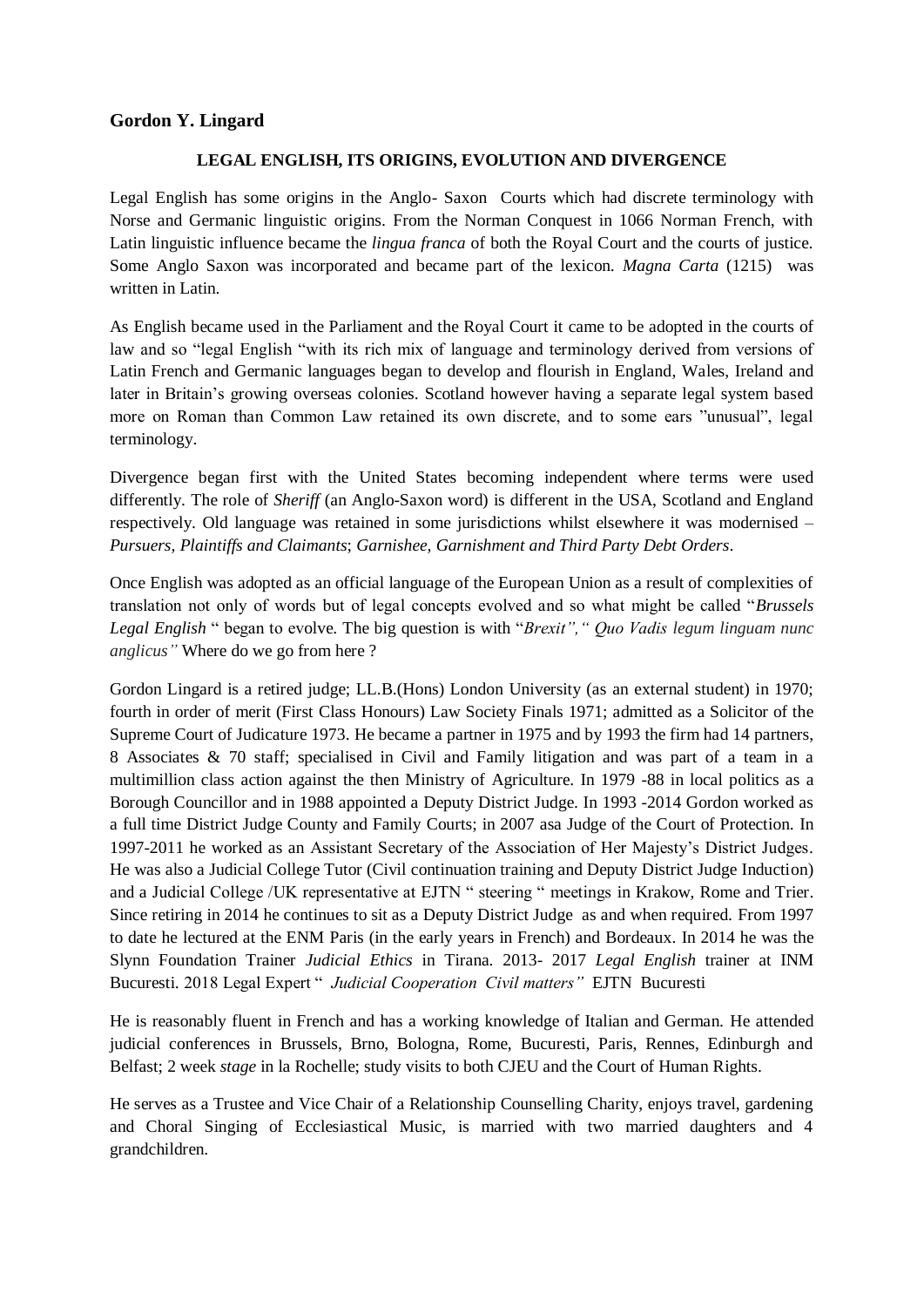**Gordon Y. Lingard**

**LEGAL ENGLISH, ITS ORIGINS, EVOLUTION AND DIVERGENCE**

Legal English has some origins in the Anglo- Saxon Courts which had discrete terminology with Norse and Germanic linguistic origins. From the Norman Conquest in 1066 Norman French, with Latin linguistic influence became the *lingua franca* of both the Royal Court and the courts of justice. Some Anglo Saxon was incorporated and became part of the lexicon. *Magna Carta* (1215) was written in Latin.

As English became used in the Parliament and the Royal Court it came to be adopted in the courts of law and so "legal English "with its rich mix of language and terminology derived from versions of Latin French and Germanic languages began to develop and flourish in England, Wales, Ireland and later in Britain's growing overseas colonies. Scotland however having a separate legal system based more on Roman than Common Law retained its own discrete, and to some ears "unusual", legal terminology.

Divergence began first with the United States becoming independent where terms were used differently. The role of *Sheriff* (an Anglo-Saxon word) is different in the USA, Scotland and England respectively. Old language was retained in some jurisdictions whilst elsewhere it was modernised – *Pursuers, Plaintiffs and Claimants*; *Garnishee, Garnishment and Third Party Debt Orders*.

Once English was adopted as an official language of the European Union as a result of complexities of translation not only of words but of legal concepts evolved and so what might be called "*Brussels Legal English* " began to evolve. The big question is with "*Brexit"," Quo Vadis legum linguam nunc anglicus"* Where do we go from here ?

Gordon Lingard is a retired judge; LL.B.(Hons) London University (as an external student) in 1970; fourth in order of merit (First Class Honours) Law Society Finals 1971; admitted as a Solicitor of the Supreme Court of Judicature 1973. He became a partner in 1975 and by 1993 the firm had 14 partners, 8 Associates & 70 staff; specialised in Civil and Family litigation and was part of a team in a multimillion class action against the then Ministry of Agriculture. In 1979 -88 in local politics as a Borough Councillor and in 1988 appointed a Deputy District Judge. In 1993 -2014 Gordon worked as a full time District Judge County and Family Courts; in 2007 asa Judge of the Court of Protection. In 1997-2011 he worked as an Assistant Secretary of the Association of Her Majesty's District Judges. He was also a Judicial College Tutor (Civil continuation training and Deputy District Judge Induction) and a Judicial College /UK representative at EJTN " steering " meetings in Krakow, Rome and Trier. Since retiring in 2014 he continues to sit as a Deputy District Judge as and when required. From 1997 to date he lectured at the ENM Paris (in the early years in French) and Bordeaux. In 2014 he was the Slynn Foundation Trainer *Judicial Ethics* in Tirana. 2013- 2017 *Legal English* trainer at INM Bucuresti. 2018 Legal Expert " *Judicial Cooperation Civil matters"* EJTN Bucuresti

He is reasonably fluent in French and has a working knowledge of Italian and German. He attended judicial conferences in Brussels, Brno, Bologna, Rome, Bucuresti, Paris, Rennes, Edinburgh and Belfast; 2 week *stage* in la Rochelle; study visits to both CJEU and the Court of Human Rights.

He serves as a Trustee and Vice Chair of a Relationship Counselling Charity, enjoys travel, gardening and Choral Singing of Ecclesiastical Music, is married with two married daughters and 4 grandchildren.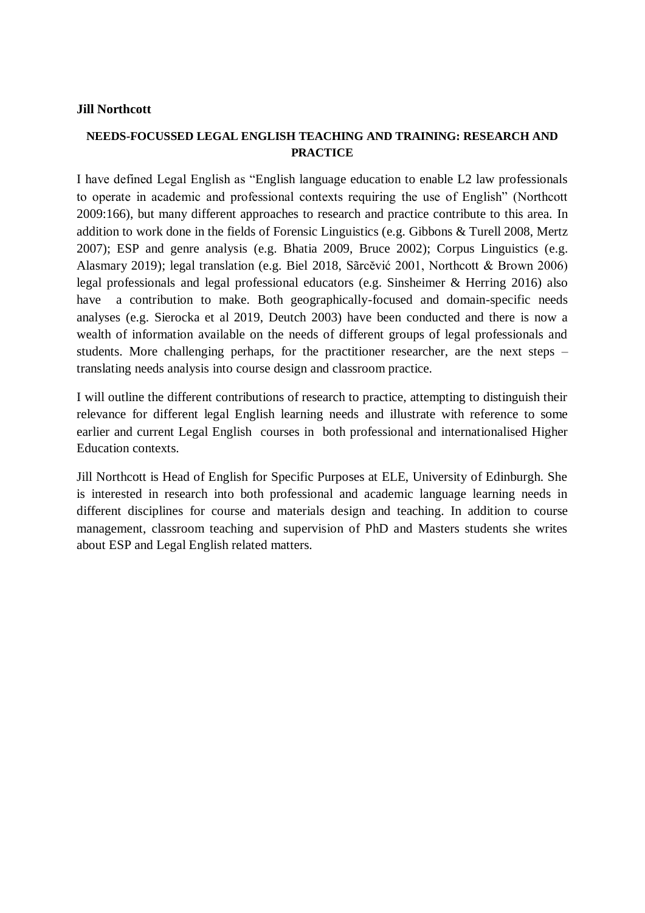**Jill Northcott**

## NEEDS-FOCUSSED LEGAL ENGLISH TEACHING AND TRAINING: RESEARCH AND PRACTICE

I have defined Legal English as "English language education to enable L2 law professionals to operate in academic and professional contexts requiring the use of English" (Northcott 2009:166), but many different approaches to research and practice contribute to this area. In addition to work done in the fields of Forensic Linguistics (e.g. Gibbons & Turell 2008, Mertz 2007); ESP and genre analysis (e.g. Bhatia 2009, Bruce 2002); Corpus Linguistics (e.g. Alasmary 2019); legal translation (e.g. Biel 2018, Šarčević 2001, Northcott & Brown 2006) legal professionals and legal professional educators (e.g. Sinsheimer & Herring 2016) also have a contribution to make. Both geographically-focused and domain-specific needs analyses (e.g. Sierocka et al 2019, Deutch 2003) have been conducted and there is now a wealth of information available on the needs of different groups of legal professionals and students. More challenging perhaps, for the practitioner researcher, are the next steps – translating needs analysis into course design and classroom practice.

I will outline the different contributions of research to practice, attempting to distinguish their relevance for different legal English learning needs and illustrate with reference to some earlier and current Legal English courses in both professional and internationalised Higher Education contexts.

Jill Northcott is Head of English for Specific Purposes at ELE, University of Edinburgh. She is interested in research into both professional and academic language learning needs in different disciplines for course and materials design and teaching. In addition to course management, classroom teaching and supervision of PhD and Masters students she writes about ESP and Legal English related matters.